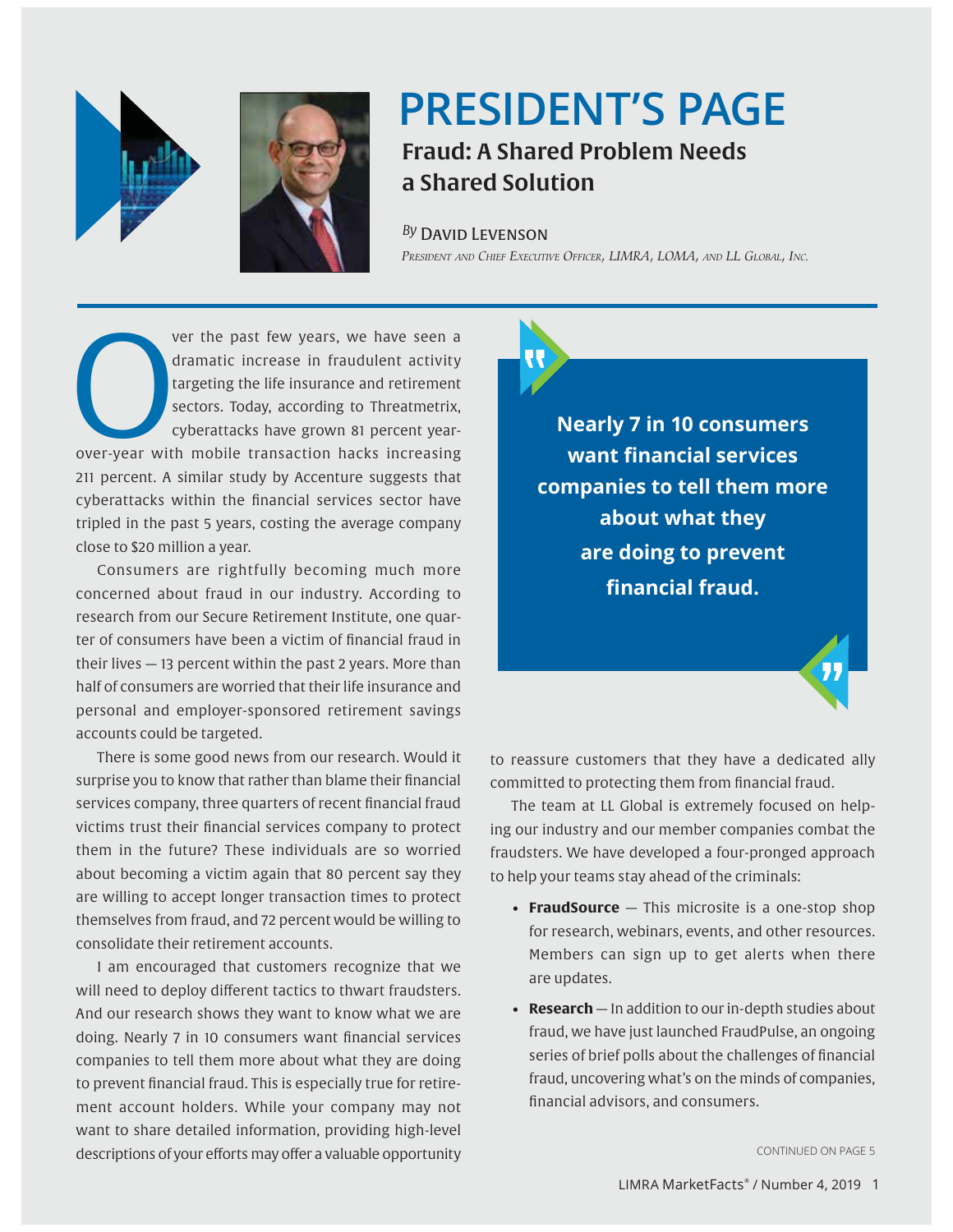# PRESIDENT'S PAGE

## Fraud: A Shared Problem Needs a Shared Solution

*By* DAVID LEVENSON
*President and Chief Executive Officer, LIMRA, LOMA, and LL Global, Inc.*

Over the past few years, we have seen a dramatic increase in fraudulent activity targeting the life insurance and retirement sectors. Today, according to Threatmetrix, cyberattacks have grown 81 percent year-over-year with mobile transaction hacks increasing 211 percent. A similar study by Accenture suggests that cyberattacks within the financial services sector have tripled in the past 5 years, costing the average company close to $20 million a year.

Consumers are rightfully becoming much more concerned about fraud in our industry. According to research from our Secure Retirement Institute, one quarter of consumers have been a victim of financial fraud in their lives — 13 percent within the past 2 years. More than half of consumers are worried that their life insurance and personal and employer-sponsored retirement savings accounts could be targeted.

There is some good news from our research. Would it surprise you to know that rather than blame their financial services company, three quarters of recent financial fraud victims trust their financial services company to protect them in the future? These individuals are so worried about becoming a victim again that 80 percent say they are willing to accept longer transaction times to protect themselves from fraud, and 72 percent would be willing to consolidate their retirement accounts.

I am encouraged that customers recognize that we will need to deploy different tactics to thwart fraudsters. And our research shows they want to know what we are doing. Nearly 7 in 10 consumers want financial services companies to tell them more about what they are doing to prevent financial fraud. This is especially true for retirement account holders. While your company may not want to share detailed information, providing high-level descriptions of your efforts may offer a valuable opportunity to reassure customers that they have a dedicated ally committed to protecting them from financial fraud.

> **Nearly 7 in 10 consumers want financial services companies to tell them more about what they are doing to prevent financial fraud.**

The team at LL Global is extremely focused on helping our industry and our member companies combat the fraudsters. We have developed a four-pronged approach to help your teams stay ahead of the criminals:

- **FraudSource** — This microsite is a one-stop shop for research, webinars, events, and other resources. Members can sign up to get alerts when there are updates.
- **Research** — In addition to our in-depth studies about fraud, we have just launched FraudPulse, an ongoing series of brief polls about the challenges of financial fraud, uncovering what's on the minds of companies, financial advisors, and consumers.

CONTINUED ON PAGE 5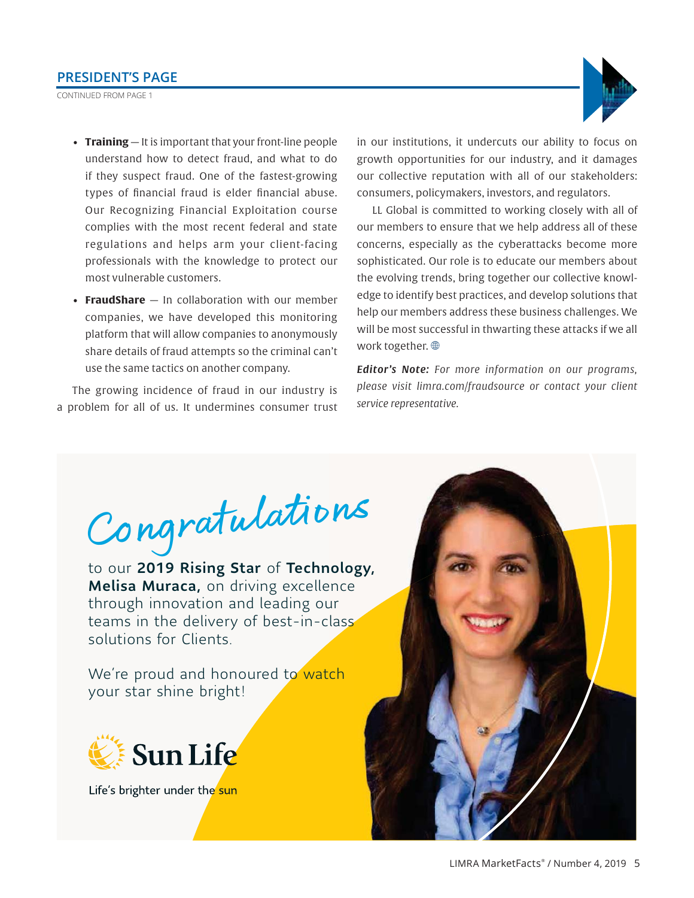## PRESIDENT'S PAGE

CONTINUED FROM PAGE 1

- **Training** — It is important that your front-line people understand how to detect fraud, and what to do if they suspect fraud. One of the fastest-growing types of financial fraud is elder financial abuse. Our Recognizing Financial Exploitation course complies with the most recent federal and state regulations and helps arm your client-facing professionals with the knowledge to protect our most vulnerable customers.
- **FraudShare** — In collaboration with our member companies, we have developed this monitoring platform that will allow companies to anonymously share details of fraud attempts so the criminal can't use the same tactics on another company.

The growing incidence of fraud in our industry is a problem for all of us. It undermines consumer trust in our institutions, it undercuts our ability to focus on growth opportunities for our industry, and it damages our collective reputation with all of our stakeholders: consumers, policymakers, investors, and regulators.

LL Global is committed to working closely with all of our members to ensure that we help address all of these concerns, especially as the cyberattacks become more sophisticated. Our role is to educate our members about the evolving trends, bring together our collective knowledge to identify best practices, and develop solutions that help our members address these business challenges. We will be most successful in thwarting these attacks if we all work together.

***Editor's Note:*** *For more information on our programs, please visit limra.com/fraudsource or contact your client service representative.*

# Congratulations

to our **2019 Rising Star** of **Technology, Melisa Muraca,** on driving excellence through innovation and leading our teams in the delivery of best-in-class solutions for Clients.

We're proud and honoured to watch your star shine bright!

Sun Life

Life's brighter under the sun